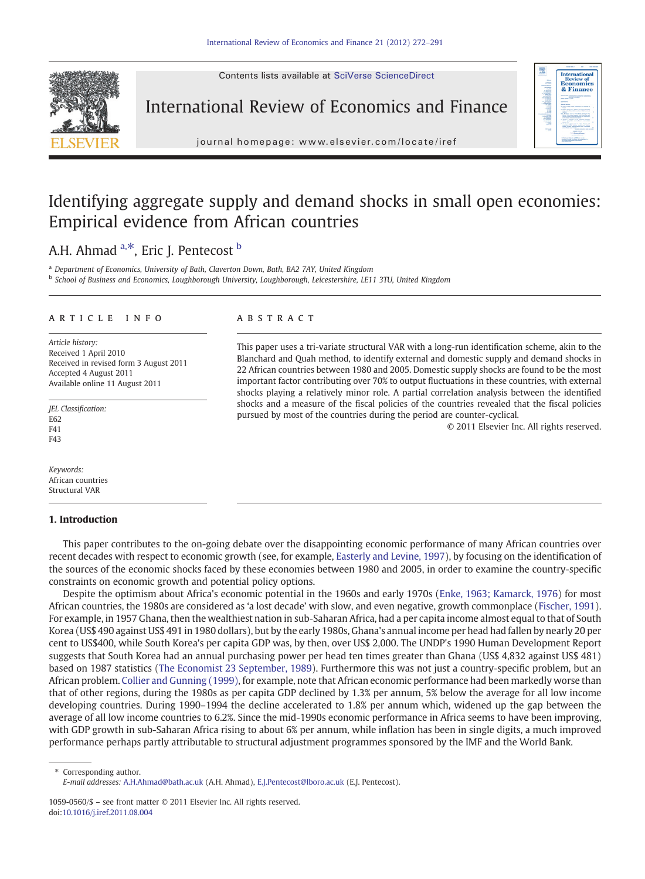# Identifying aggregate supply and demand shocks in small open economies: Empirical evidence from African countries

A.H. Ahmad [a,*], Eric J. Pentecost [b]

[a] Department of Economics, University of Bath, Claverton Down, Bath, BA2 7AY, United Kingdom
[b] School of Business and Economics, Loughborough University, Loughborough, Leicestershire, LE11 3TU, United Kingdom

## ARTICLE INFO

*Article history:*
Received 1 April 2010
Received in revised form 3 August 2011
Accepted 4 August 2011
Available online 11 August 2011

*JEL Classification:*
E62
F41
F43

*Keywords:*
African countries
Structural VAR

## ABSTRACT

This paper uses a tri-variate structural VAR with a long-run identification scheme, akin to the Blanchard and Quah method, to identify external and domestic supply and demand shocks in 22 African countries between 1980 and 2005. Domestic supply shocks are found to be the most important factor contributing over 70% to output fluctuations in these countries, with external shocks playing a relatively minor role. A partial correlation analysis between the identified shocks and a measure of the fiscal policies of the countries revealed that the fiscal policies pursued by most of the countries during the period are counter-cyclical.

© 2011 Elsevier Inc. All rights reserved.

## 1. Introduction

This paper contributes to the on-going debate over the disappointing economic performance of many African countries over recent decades with respect to economic growth (see, for example, Easterly and Levine, 1997), by focusing on the identification of the sources of the economic shocks faced by these economies between 1980 and 2005, in order to examine the country-specific constraints on economic growth and potential policy options.

Despite the optimism about Africa's economic potential in the 1960s and early 1970s (Enke, 1963; Kamarck, 1976) for most African countries, the 1980s are considered as 'a lost decade' with slow, and even negative, growth commonplace (Fischer, 1991). For example, in 1957 Ghana, then the wealthiest nation in sub-Saharan Africa, had a per capita income almost equal to that of South Korea (US$ 490 against US$ 491 in 1980 dollars), but by the early 1980s, Ghana's annual income per head had fallen by nearly 20 per cent to US$400, while South Korea's per capita GDP was, by then, over US$ 2,000. The UNDP's 1990 Human Development Report suggests that South Korea had an annual purchasing power per head ten times greater than Ghana (US$ 4,832 against US$ 481) based on 1987 statistics (The Economist 23 September, 1989). Furthermore this was not just a country-specific problem, but an African problem. Collier and Gunning (1999), for example, note that African economic performance had been markedly worse than that of other regions, during the 1980s as per capita GDP declined by 1.3% per annum, 5% below the average for all low income developing countries. During 1990–1994 the decline accelerated to 1.8% per annum which, widened up the gap between the average of all low income countries to 6.2%. Since the mid-1990s economic performance in Africa seems to have been improving, with GDP growth in sub-Saharan Africa rising to about 6% per annum, while inflation has been in single digits, a much improved performance perhaps partly attributable to structural adjustment programmes sponsored by the IMF and the World Bank.

* Corresponding author.
*E-mail addresses:* A.H.Ahmad@bath.ac.uk (A.H. Ahmad), E.J.Pentecost@lboro.ac.uk (E.J. Pentecost).

1059-0560/$ – see front matter © 2011 Elsevier Inc. All rights reserved.
doi:10.1016/j.iref.2011.08.004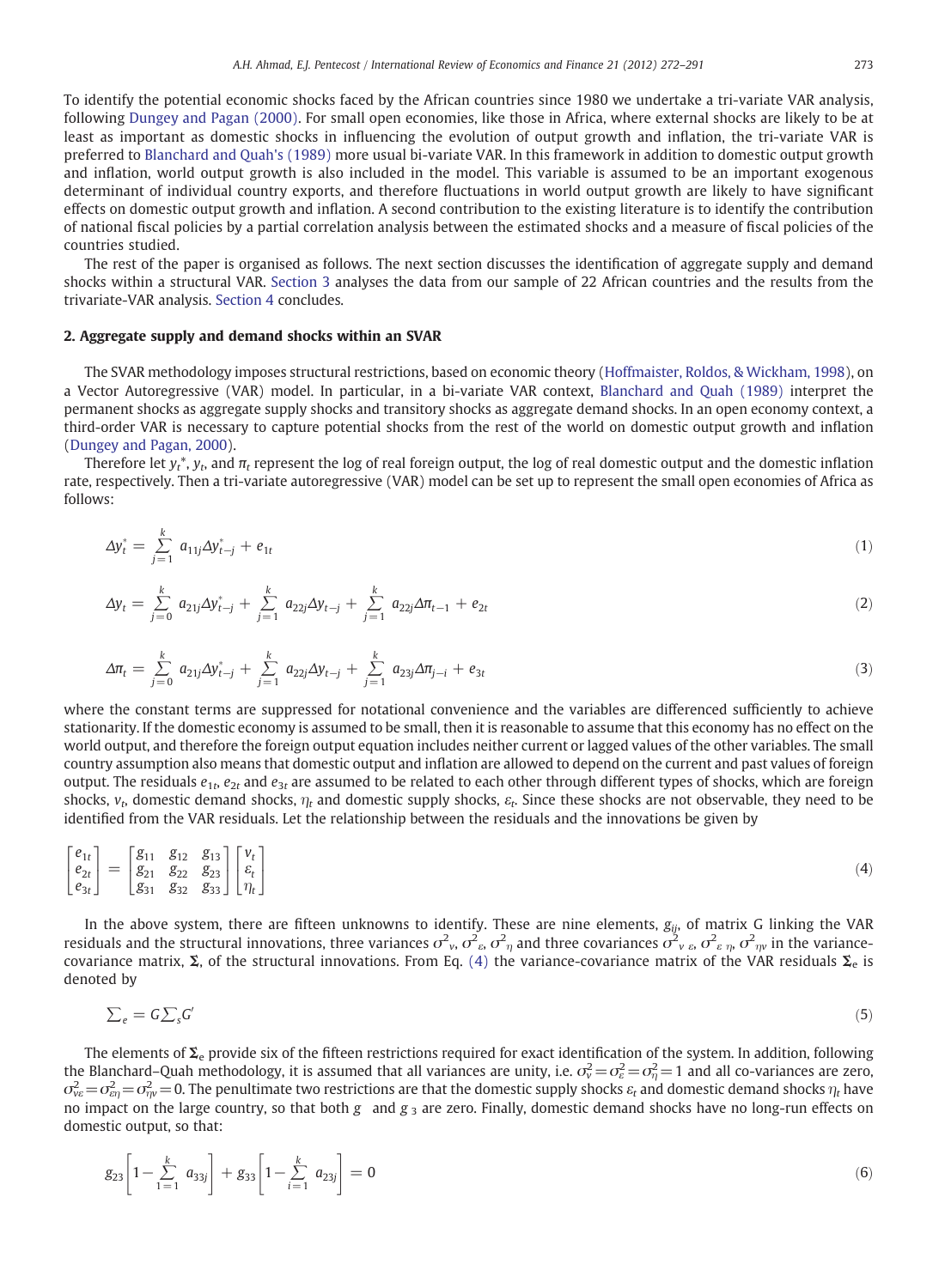To identify the potential economic shocks faced by the African countries since 1980 we undertake a tri-variate VAR analysis, following Dungey and Pagan (2000). For small open economies, like those in Africa, where external shocks are likely to be at least as important as domestic shocks in influencing the evolution of output growth and inflation, the tri-variate VAR is preferred to Blanchard and Quah's (1989) more usual bi-variate VAR. In this framework in addition to domestic output growth and inflation, world output growth is also included in the model. This variable is assumed to be an important exogenous determinant of individual country exports, and therefore fluctuations in world output growth are likely to have significant effects on domestic output growth and inflation. A second contribution to the existing literature is to identify the contribution of national fiscal policies by a partial correlation analysis between the estimated shocks and a measure of fiscal policies of the countries studied.

The rest of the paper is organised as follows. The next section discusses the identification of aggregate supply and demand shocks within a structural VAR. Section 3 analyses the data from our sample of 22 African countries and the results from the trivariate-VAR analysis. Section 4 concludes.

## 2. Aggregate supply and demand shocks within an SVAR

The SVAR methodology imposes structural restrictions, based on economic theory (Hoffmaister, Roldos, & Wickham, 1998), on a Vector Autoregressive (VAR) model. In particular, in a bi-variate VAR context, Blanchard and Quah (1989) interpret the permanent shocks as aggregate supply shocks and transitory shocks as aggregate demand shocks. In an open economy context, a third-order VAR is necessary to capture potential shocks from the rest of the world on domestic output growth and inflation (Dungey and Pagan, 2000).

Therefore let $y_t^*$, $y_t$, and $\pi_t$ represent the log of real foreign output, the log of real domestic output and the domestic inflation rate, respectively. Then a tri-variate autoregressive (VAR) model can be set up to represent the small open economies of Africa as follows:

$$\Delta y_t^* = \sum_{j=1}^{k} a_{11j} \Delta y_{t-j}^* + e_{1t} \tag{1}$$

$$\Delta y_t = \sum_{j=0}^{k} a_{21j} \Delta y_{t-j}^* + \sum_{j=1}^{k} a_{22j} \Delta y_{t-j} + \sum_{j=1}^{k} a_{22j} \Delta \pi_{t-1} + e_{2t} \tag{2}$$

$$\Delta \pi_t = \sum_{j=0}^{k} a_{21j} \Delta y_{t-j}^* + \sum_{j=1}^{k} a_{22j} \Delta y_{t-j} + \sum_{j=1}^{k} a_{23j} \Delta \pi_{j-i} + e_{3t} \tag{3}$$

where the constant terms are suppressed for notational convenience and the variables are differenced sufficiently to achieve stationarity. If the domestic economy is assumed to be small, then it is reasonable to assume that this economy has no effect on the world output, and therefore the foreign output equation includes neither current or lagged values of the other variables. The small country assumption also means that domestic output and inflation are allowed to depend on the current and past values of foreign output. The residuals $e_{1t}$, $e_{2t}$ and $e_{3t}$ are assumed to be related to each other through different types of shocks, which are foreign shocks, $v_t$, domestic demand shocks, $\eta_t$ and domestic supply shocks, $\varepsilon_t$. Since these shocks are not observable, they need to be identified from the VAR residuals. Let the relationship between the residuals and the innovations be given by

$$\begin{bmatrix} e_{1t} \\ e_{2t} \\ e_{3t} \end{bmatrix} = \begin{bmatrix} g_{11} & g_{12} & g_{13} \\ g_{21} & g_{22} & g_{23} \\ g_{31} & g_{32} & g_{33} \end{bmatrix} \begin{bmatrix} v_t \\ \varepsilon_t \\ \eta_t \end{bmatrix} \tag{4}$$

In the above system, there are fifteen unknowns to identify. These are nine elements, $g_{ij}$, of matrix G linking the VAR residuals and the structural innovations, three variances $\sigma^2_v$, $\sigma^2_\varepsilon$, $\sigma^2_\eta$ and three covariances $\sigma^2_{v\,\varepsilon}$, $\sigma^2_{\varepsilon\,\eta}$, $\sigma^2_{\eta v}$ in the variance-covariance matrix, $\mathbf{\Sigma}$, of the structural innovations. From Eq. (4) the variance-covariance matrix of the VAR residuals $\mathbf{\Sigma}_e$ is denoted by

$$\textstyle\sum_e = G \sum_s G' \tag{5}$$

The elements of $\mathbf{\Sigma}_e$ provide six of the fifteen restrictions required for exact identification of the system. In addition, following the Blanchard–Quah methodology, it is assumed that all variances are unity, i.e. $\sigma_v^2 = \sigma_\varepsilon^2 = \sigma_\eta^2 = 1$ and all co-variances are zero, $\sigma_{v\varepsilon}^2 = \sigma_{\varepsilon\eta}^2 = \sigma_{\eta v}^2 = 0$. The penultimate two restrictions are that the domestic supply shocks $\varepsilon_t$ and domestic demand shocks $\eta_t$ have no impact on the large country, so that both $g$ and $g_3$ are zero. Finally, domestic demand shocks have no long-run effects on domestic output, so that:

$$g_{23}\left[1 - \sum_{1=1}^{k} a_{33j}\right] + g_{33}\left[1 - \sum_{i=1}^{k} a_{23j}\right] = 0 \tag{6}$$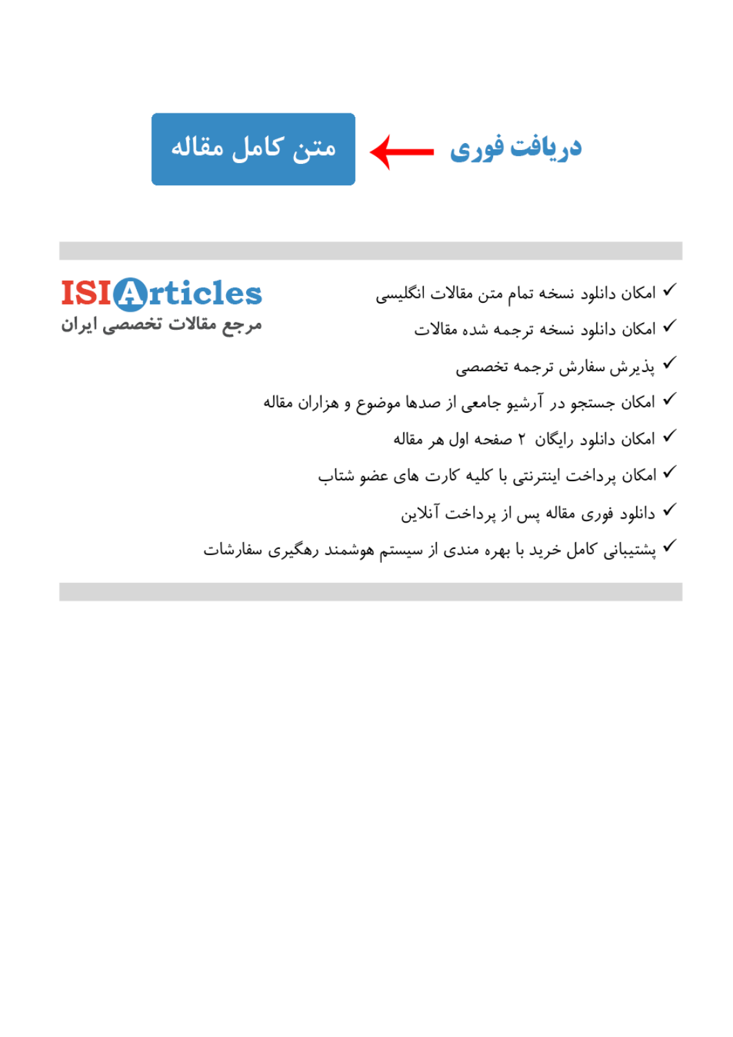دریافت فوری ← **متن کامل مقاله**

**ISIArticles**
مرجع مقالات تخصصی ایران

- ✓ امکان دانلود نسخه تمام متن مقالات انگلیسی
- ✓ امکان دانلود نسخه ترجمه شده مقالات
- ✓ پذیرش سفارش ترجمه تخصصی
- ✓ امکان جستجو در آرشیو جامعی از صدها موضوع و هزاران مقاله
- ✓ امکان دانلود رایگان ۲ صفحه اول هر مقاله
- ✓ امکان پرداخت اینترنتی با کلیه کارت های عضو شتاب
- ✓ دانلود فوری مقاله پس از پرداخت آنلاین
- ✓ پشتیبانی کامل خرید با بهره مندی از سیستم هوشمند رهگیری سفارشات